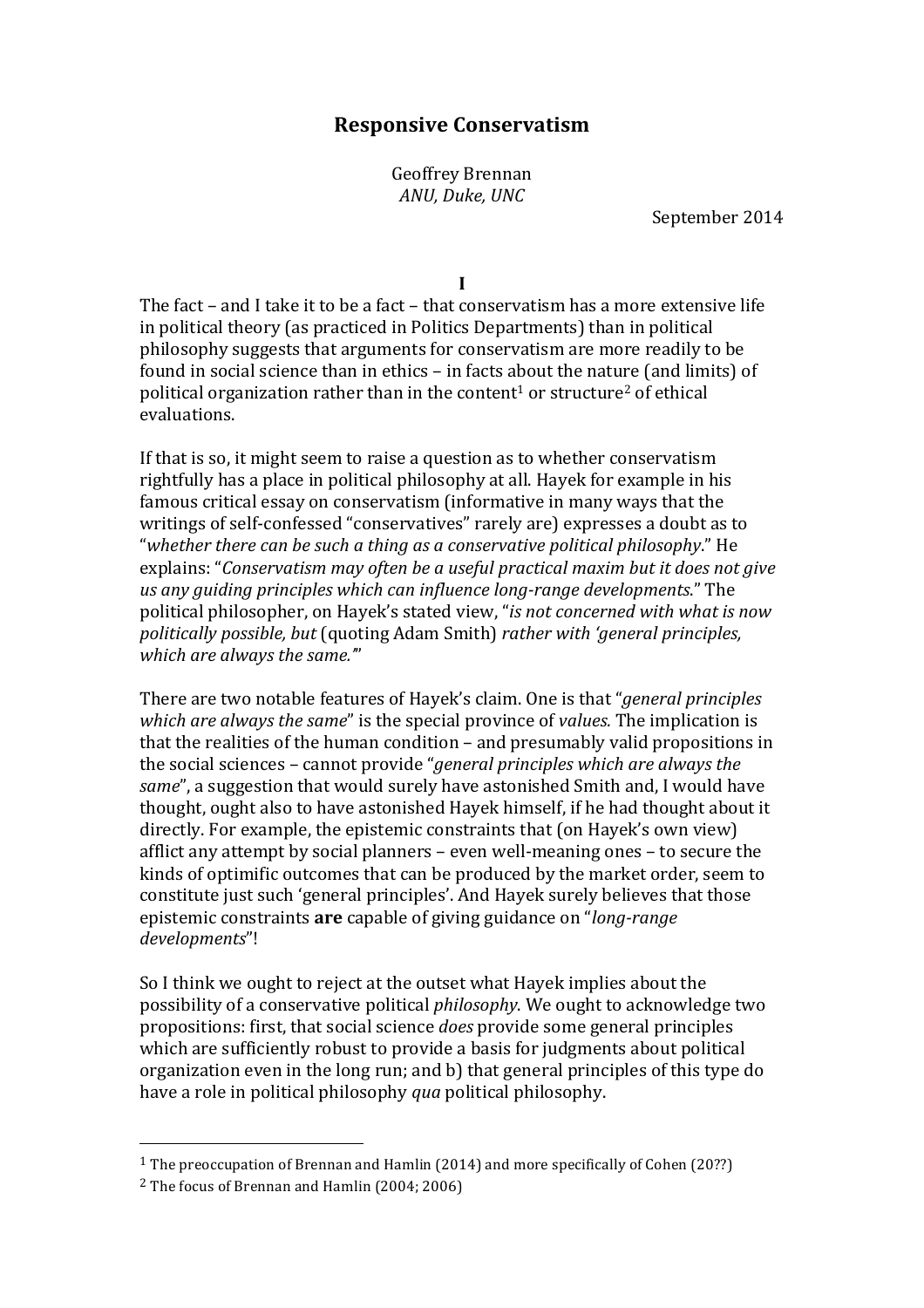# Responsive Conservatism

Geoffrey Brennan
*ANU, Duke, UNC*

September 2014

**I**

The fact – and I take it to be a fact – that conservatism has a more extensive life in political theory (as practiced in Politics Departments) than in political philosophy suggests that arguments for conservatism are more readily to be found in social science than in ethics – in facts about the nature (and limits) of political organization rather than in the content[1] or structure[2] of ethical evaluations.

If that is so, it might seem to raise a question as to whether conservatism rightfully has a place in political philosophy at all. Hayek for example in his famous critical essay on conservatism (informative in many ways that the writings of self-confessed "conservatives" rarely are) expresses a doubt as to "*whether there can be such a thing as a conservative political philosophy*." He explains: "*Conservatism may often be a useful practical maxim but it does not give us any guiding principles which can influence long-range developments*." The political philosopher, on Hayek's stated view, "*is not concerned with what is now politically possible, but* (quoting Adam Smith) *rather with 'general principles, which are always the same.'*"

There are two notable features of Hayek's claim. One is that "*general principles which are always the same*" is the special province of *values.* The implication is that the realities of the human condition – and presumably valid propositions in the social sciences – cannot provide "*general principles which are always the same*", a suggestion that would surely have astonished Smith and, I would have thought, ought also to have astonished Hayek himself, if he had thought about it directly. For example, the epistemic constraints that (on Hayek's own view) afflict any attempt by social planners – even well-meaning ones – to secure the kinds of optimific outcomes that can be produced by the market order, seem to constitute just such 'general principles'. And Hayek surely believes that those epistemic constraints **are** capable of giving guidance on "*long-range developments*"!

So I think we ought to reject at the outset what Hayek implies about the possibility of a conservative political *philosophy*. We ought to acknowledge two propositions: first, that social science *does* provide some general principles which are sufficiently robust to provide a basis for judgments about political organization even in the long run; and b) that general principles of this type do have a role in political philosophy *qua* political philosophy.

---

[1] The preoccupation of Brennan and Hamlin (2014) and more specifically of Cohen (20??)

[2] The focus of Brennan and Hamlin (2004; 2006)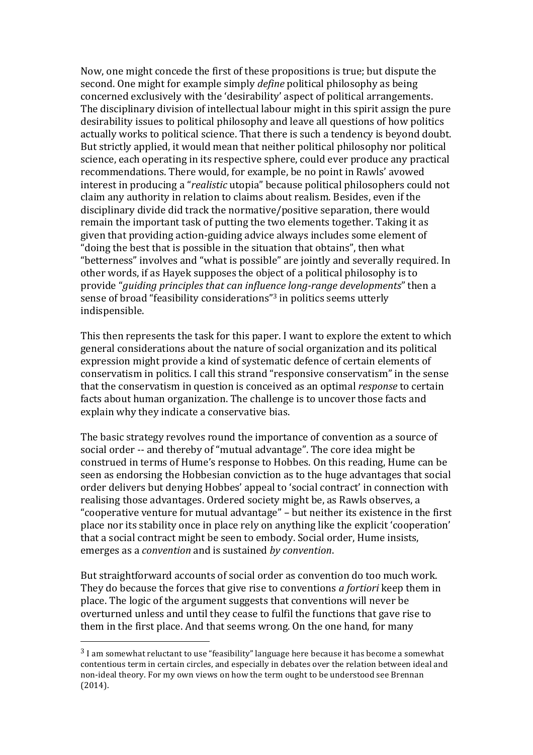Now, one might concede the first of these propositions is true; but dispute the second. One might for example simply *define* political philosophy as being concerned exclusively with the 'desirability' aspect of political arrangements. The disciplinary division of intellectual labour might in this spirit assign the pure desirability issues to political philosophy and leave all questions of how politics actually works to political science. That there is such a tendency is beyond doubt. But strictly applied, it would mean that neither political philosophy nor political science, each operating in its respective sphere, could ever produce any practical recommendations. There would, for example, be no point in Rawls' avowed interest in producing a "*realistic* utopia" because political philosophers could not claim any authority in relation to claims about realism. Besides, even if the disciplinary divide did track the normative/positive separation, there would remain the important task of putting the two elements together. Taking it as given that providing action-guiding advice always includes some element of "doing the best that is possible in the situation that obtains", then what "betterness" involves and "what is possible" are jointly and severally required. In other words, if as Hayek supposes the object of a political philosophy is to provide "*guiding principles that can influence long-range developments*" then a sense of broad "feasibility considerations"[3] in politics seems utterly indispensible.

This then represents the task for this paper. I want to explore the extent to which general considerations about the nature of social organization and its political expression might provide a kind of systematic defence of certain elements of conservatism in politics. I call this strand "responsive conservatism" in the sense that the conservatism in question is conceived as an optimal *response* to certain facts about human organization. The challenge is to uncover those facts and explain why they indicate a conservative bias.

The basic strategy revolves round the importance of convention as a source of social order -- and thereby of "mutual advantage". The core idea might be construed in terms of Hume's response to Hobbes. On this reading, Hume can be seen as endorsing the Hobbesian conviction as to the huge advantages that social order delivers but denying Hobbes' appeal to 'social contract' in connection with realising those advantages. Ordered society might be, as Rawls observes, a "cooperative venture for mutual advantage" – but neither its existence in the first place nor its stability once in place rely on anything like the explicit 'cooperation' that a social contract might be seen to embody. Social order, Hume insists, emerges as a *convention* and is sustained *by convention*.

But straightforward accounts of social order as convention do too much work. They do because the forces that give rise to conventions *a fortiori* keep them in place. The logic of the argument suggests that conventions will never be overturned unless and until they cease to fulfil the functions that gave rise to them in the first place. And that seems wrong. On the one hand, for many

---

[3] I am somewhat reluctant to use "feasibility" language here because it has become a somewhat contentious term in certain circles, and especially in debates over the relation between ideal and non-ideal theory. For my own views on how the term ought to be understood see Brennan (2014).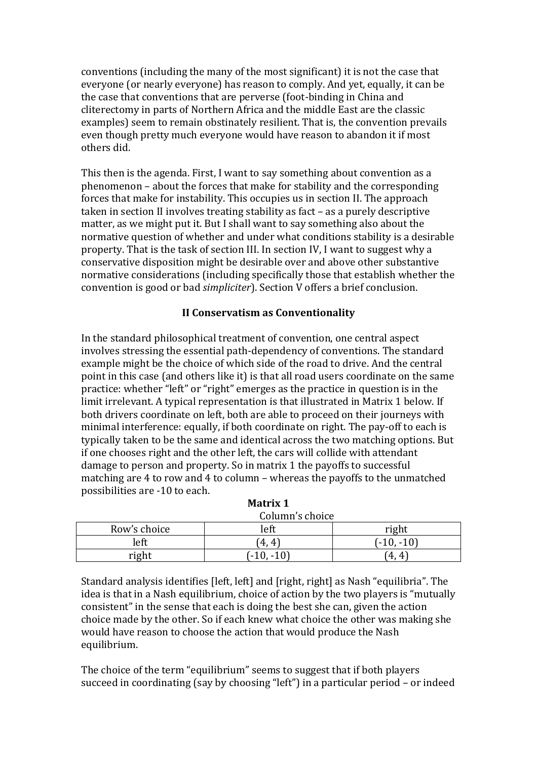conventions (including the many of the most significant) it is not the case that everyone (or nearly everyone) has reason to comply. And yet, equally, it can be the case that conventions that are perverse (foot-binding in China and cliterectomy in parts of Northern Africa and the middle East are the classic examples) seem to remain obstinately resilient. That is, the convention prevails even though pretty much everyone would have reason to abandon it if most others did.

This then is the agenda. First, I want to say something about convention as a phenomenon – about the forces that make for stability and the corresponding forces that make for instability. This occupies us in section II. The approach taken in section II involves treating stability as fact – as a purely descriptive matter, as we might put it. But I shall want to say something also about the normative question of whether and under what conditions stability is a desirable property. That is the task of section III. In section IV, I want to suggest why a conservative disposition might be desirable over and above other substantive normative considerations (including specifically those that establish whether the convention is good or bad *simpliciter*). Section V offers a brief conclusion.

## II Conservatism as Conventionality

In the standard philosophical treatment of convention, one central aspect involves stressing the essential path-dependency of conventions. The standard example might be the choice of which side of the road to drive. And the central point in this case (and others like it) is that all road users coordinate on the same practice: whether "left" or "right" emerges as the practice in question is in the limit irrelevant. A typical representation is that illustrated in Matrix 1 below. If both drivers coordinate on left, both are able to proceed on their journeys with minimal interference: equally, if both coordinate on right. The pay-off to each is typically taken to be the same and identical across the two matching options. But if one chooses right and the other left, the cars will collide with attendant damage to person and property. So in matrix 1 the payoffs to successful matching are 4 to row and 4 to column – whereas the payoffs to the unmatched possibilities are -10 to each.

**Matrix 1**

| | Column's choice | |
|---|---|---|
| Row's choice | left | right |
| left | (4, 4) | (-10, -10) |
| right | (-10, -10) | (4, 4) |

Standard analysis identifies [left, left] and [right, right] as Nash "equilibria". The idea is that in a Nash equilibrium, choice of action by the two players is "mutually consistent" in the sense that each is doing the best she can, given the action choice made by the other. So if each knew what choice the other was making she would have reason to choose the action that would produce the Nash equilibrium.

The choice of the term "equilibrium" seems to suggest that if both players succeed in coordinating (say by choosing "left") in a particular period – or indeed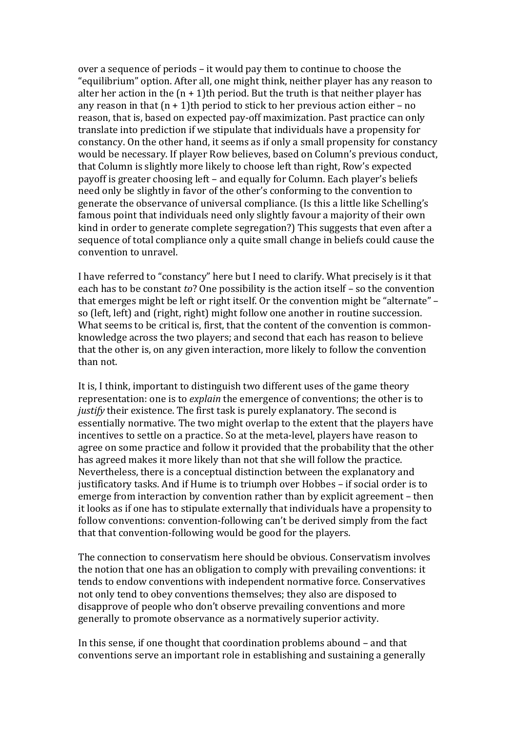over a sequence of periods – it would pay them to continue to choose the "equilibrium" option. After all, one might think, neither player has any reason to alter her action in the (n + 1)th period. But the truth is that neither player has any reason in that (n + 1)th period to stick to her previous action either – no reason, that is, based on expected pay-off maximization. Past practice can only translate into prediction if we stipulate that individuals have a propensity for constancy. On the other hand, it seems as if only a small propensity for constancy would be necessary. If player Row believes, based on Column's previous conduct, that Column is slightly more likely to choose left than right, Row's expected payoff is greater choosing left – and equally for Column. Each player's beliefs need only be slightly in favor of the other's conforming to the convention to generate the observance of universal compliance. (Is this a little like Schelling's famous point that individuals need only slightly favour a majority of their own kind in order to generate complete segregation?) This suggests that even after a sequence of total compliance only a quite small change in beliefs could cause the convention to unravel.

I have referred to "constancy" here but I need to clarify. What precisely is it that each has to be constant *to*? One possibility is the action itself – so the convention that emerges might be left or right itself. Or the convention might be "alternate" – so (left, left) and (right, right) might follow one another in routine succession. What seems to be critical is, first, that the content of the convention is common-knowledge across the two players; and second that each has reason to believe that the other is, on any given interaction, more likely to follow the convention than not.

It is, I think, important to distinguish two different uses of the game theory representation: one is to *explain* the emergence of conventions; the other is to *justify* their existence. The first task is purely explanatory. The second is essentially normative. The two might overlap to the extent that the players have incentives to settle on a practice. So at the meta-level, players have reason to agree on some practice and follow it provided that the probability that the other has agreed makes it more likely than not that she will follow the practice. Nevertheless, there is a conceptual distinction between the explanatory and justificatory tasks. And if Hume is to triumph over Hobbes – if social order is to emerge from interaction by convention rather than by explicit agreement – then it looks as if one has to stipulate externally that individuals have a propensity to follow conventions: convention-following can't be derived simply from the fact that that convention-following would be good for the players.

The connection to conservatism here should be obvious. Conservatism involves the notion that one has an obligation to comply with prevailing conventions: it tends to endow conventions with independent normative force. Conservatives not only tend to obey conventions themselves; they also are disposed to disapprove of people who don't observe prevailing conventions and more generally to promote observance as a normatively superior activity.

In this sense, if one thought that coordination problems abound – and that conventions serve an important role in establishing and sustaining a generally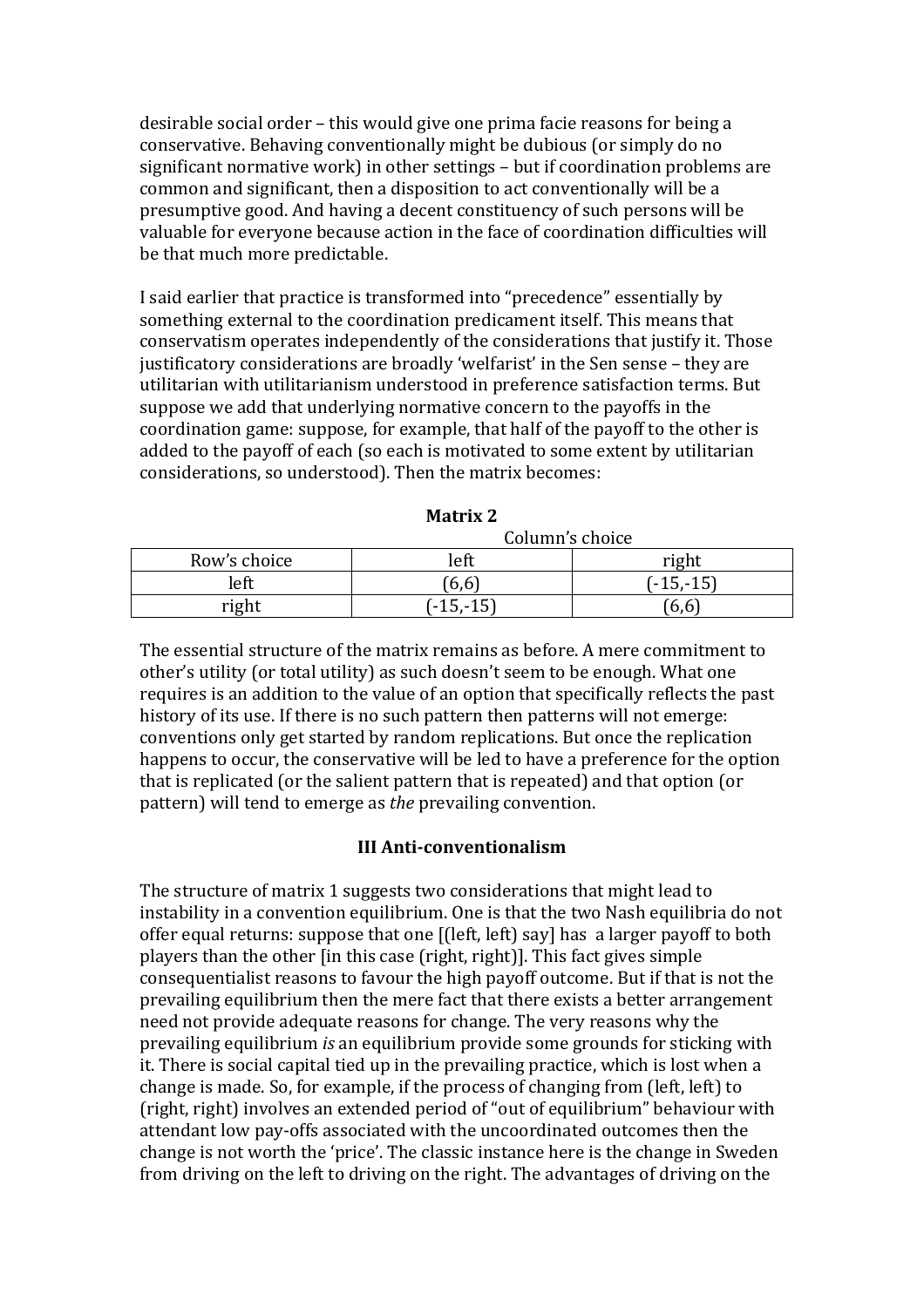desirable social order – this would give one prima facie reasons for being a conservative. Behaving conventionally might be dubious (or simply do no significant normative work) in other settings – but if coordination problems are common and significant, then a disposition to act conventionally will be a presumptive good. And having a decent constituency of such persons will be valuable for everyone because action in the face of coordination difficulties will be that much more predictable.

I said earlier that practice is transformed into "precedence" essentially by something external to the coordination predicament itself. This means that conservatism operates independently of the considerations that justify it. Those justificatory considerations are broadly 'welfarist' in the Sen sense – they are utilitarian with utilitarianism understood in preference satisfaction terms. But suppose we add that underlying normative concern to the payoffs in the coordination game: suppose, for example, that half of the payoff to the other is added to the payoff of each (so each is motivated to some extent by utilitarian considerations, so understood). Then the matrix becomes:

**Matrix 2**

| | Column's choice | |
|---|---|---|
| Row's choice | left | right |
| left | (6,6) | (-15,-15) |
| right | (-15,-15) | (6,6) |

The essential structure of the matrix remains as before. A mere commitment to other's utility (or total utility) as such doesn't seem to be enough. What one requires is an addition to the value of an option that specifically reflects the past history of its use. If there is no such pattern then patterns will not emerge: conventions only get started by random replications. But once the replication happens to occur, the conservative will be led to have a preference for the option that is replicated (or the salient pattern that is repeated) and that option (or pattern) will tend to emerge as *the* prevailing convention.

## III Anti-conventionalism

The structure of matrix 1 suggests two considerations that might lead to instability in a convention equilibrium. One is that the two Nash equilibria do not offer equal returns: suppose that one [(left, left) say] has a larger payoff to both players than the other [in this case (right, right)]. This fact gives simple consequentialist reasons to favour the high payoff outcome. But if that is not the prevailing equilibrium then the mere fact that there exists a better arrangement need not provide adequate reasons for change. The very reasons why the prevailing equilibrium *is* an equilibrium provide some grounds for sticking with it. There is social capital tied up in the prevailing practice, which is lost when a change is made. So, for example, if the process of changing from (left, left) to (right, right) involves an extended period of "out of equilibrium" behaviour with attendant low pay-offs associated with the uncoordinated outcomes then the change is not worth the 'price'. The classic instance here is the change in Sweden from driving on the left to driving on the right. The advantages of driving on the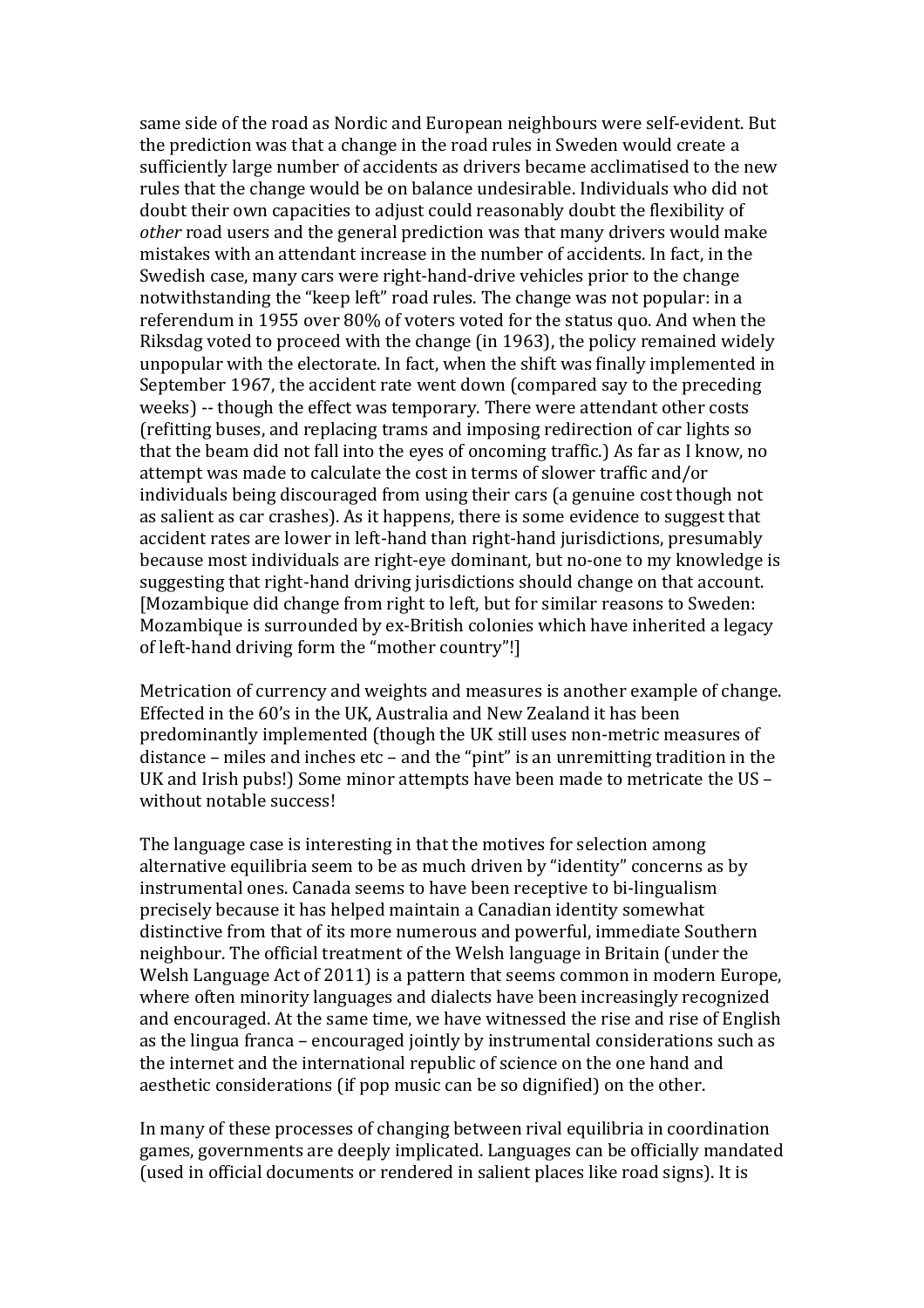same side of the road as Nordic and European neighbours were self-evident. But the prediction was that a change in the road rules in Sweden would create a sufficiently large number of accidents as drivers became acclimatised to the new rules that the change would be on balance undesirable. Individuals who did not doubt their own capacities to adjust could reasonably doubt the flexibility of *other* road users and the general prediction was that many drivers would make mistakes with an attendant increase in the number of accidents. In fact, in the Swedish case, many cars were right-hand-drive vehicles prior to the change notwithstanding the "keep left" road rules. The change was not popular: in a referendum in 1955 over 80% of voters voted for the status quo. And when the Riksdag voted to proceed with the change (in 1963), the policy remained widely unpopular with the electorate. In fact, when the shift was finally implemented in September 1967, the accident rate went down (compared say to the preceding weeks) -- though the effect was temporary. There were attendant other costs (refitting buses, and replacing trams and imposing redirection of car lights so that the beam did not fall into the eyes of oncoming traffic.) As far as I know, no attempt was made to calculate the cost in terms of slower traffic and/or individuals being discouraged from using their cars (a genuine cost though not as salient as car crashes). As it happens, there is some evidence to suggest that accident rates are lower in left-hand than right-hand jurisdictions, presumably because most individuals are right-eye dominant, but no-one to my knowledge is suggesting that right-hand driving jurisdictions should change on that account. [Mozambique did change from right to left, but for similar reasons to Sweden: Mozambique is surrounded by ex-British colonies which have inherited a legacy of left-hand driving form the "mother country"!]

Metrication of currency and weights and measures is another example of change. Effected in the 60's in the UK, Australia and New Zealand it has been predominantly implemented (though the UK still uses non-metric measures of distance – miles and inches etc – and the "pint" is an unremitting tradition in the UK and Irish pubs!) Some minor attempts have been made to metricate the US – without notable success!

The language case is interesting in that the motives for selection among alternative equilibria seem to be as much driven by "identity" concerns as by instrumental ones. Canada seems to have been receptive to bi-lingualism precisely because it has helped maintain a Canadian identity somewhat distinctive from that of its more numerous and powerful, immediate Southern neighbour. The official treatment of the Welsh language in Britain (under the Welsh Language Act of 2011) is a pattern that seems common in modern Europe, where often minority languages and dialects have been increasingly recognized and encouraged. At the same time, we have witnessed the rise and rise of English as the lingua franca – encouraged jointly by instrumental considerations such as the internet and the international republic of science on the one hand and aesthetic considerations (if pop music can be so dignified) on the other.

In many of these processes of changing between rival equilibria in coordination games, governments are deeply implicated. Languages can be officially mandated (used in official documents or rendered in salient places like road signs). It is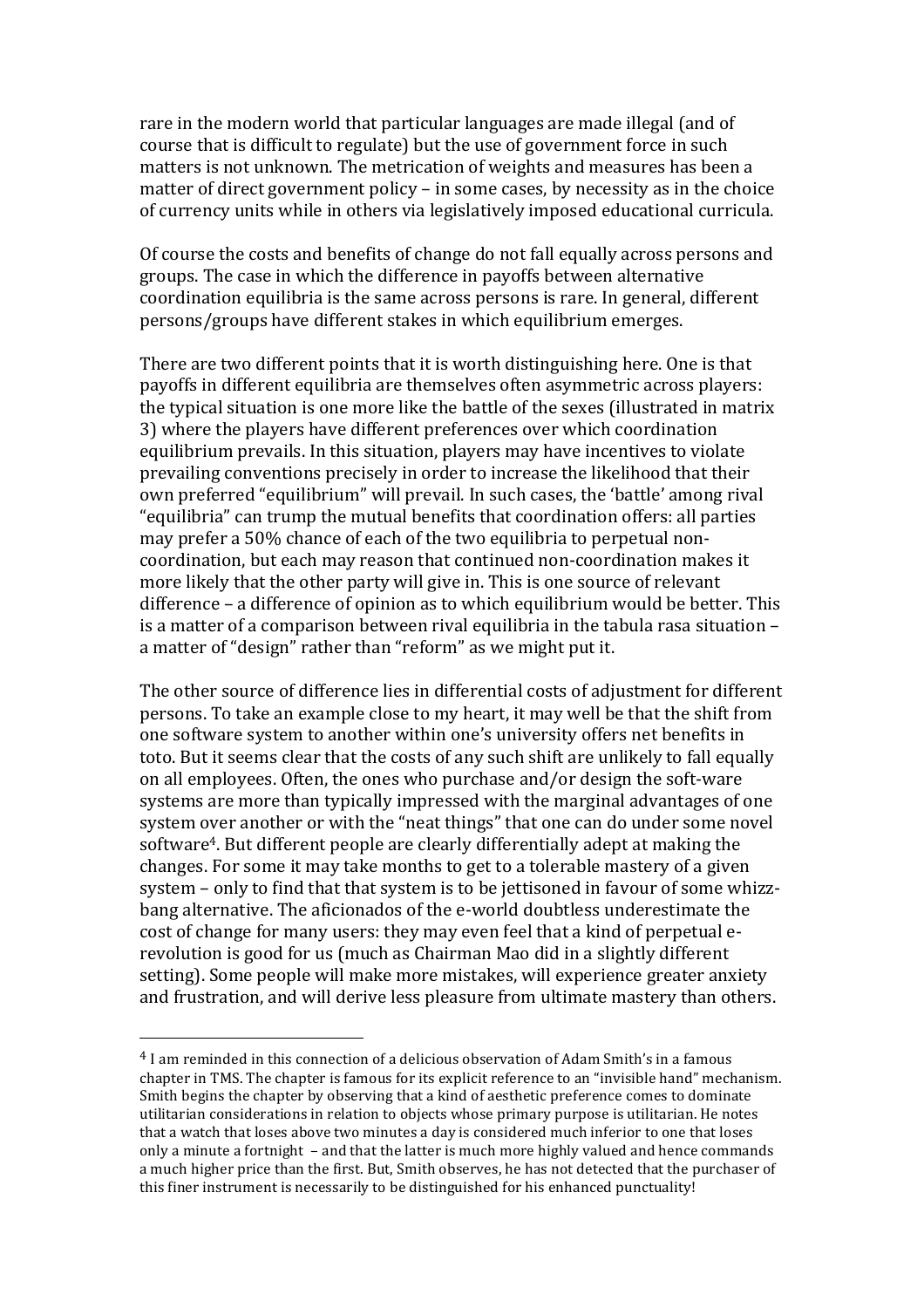rare in the modern world that particular languages are made illegal (and of course that is difficult to regulate) but the use of government force in such matters is not unknown. The metrication of weights and measures has been a matter of direct government policy – in some cases, by necessity as in the choice of currency units while in others via legislatively imposed educational curricula.

Of course the costs and benefits of change do not fall equally across persons and groups. The case in which the difference in payoffs between alternative coordination equilibria is the same across persons is rare. In general, different persons/groups have different stakes in which equilibrium emerges.

There are two different points that it is worth distinguishing here. One is that payoffs in different equilibria are themselves often asymmetric across players: the typical situation is one more like the battle of the sexes (illustrated in matrix 3) where the players have different preferences over which coordination equilibrium prevails. In this situation, players may have incentives to violate prevailing conventions precisely in order to increase the likelihood that their own preferred "equilibrium" will prevail. In such cases, the 'battle' among rival "equilibria" can trump the mutual benefits that coordination offers: all parties may prefer a 50% chance of each of the two equilibria to perpetual non-coordination, but each may reason that continued non-coordination makes it more likely that the other party will give in. This is one source of relevant difference – a difference of opinion as to which equilibrium would be better. This is a matter of a comparison between rival equilibria in the tabula rasa situation – a matter of "design" rather than "reform" as we might put it.

The other source of difference lies in differential costs of adjustment for different persons. To take an example close to my heart, it may well be that the shift from one software system to another within one's university offers net benefits in toto. But it seems clear that the costs of any such shift are unlikely to fall equally on all employees. Often, the ones who purchase and/or design the soft-ware systems are more than typically impressed with the marginal advantages of one system over another or with the "neat things" that one can do under some novel software[4]. But different people are clearly differentially adept at making the changes. For some it may take months to get to a tolerable mastery of a given system – only to find that that system is to be jettisoned in favour of some whizz-bang alternative. The aficionados of the e-world doubtless underestimate the cost of change for many users: they may even feel that a kind of perpetual e-revolution is good for us (much as Chairman Mao did in a slightly different setting). Some people will make more mistakes, will experience greater anxiety and frustration, and will derive less pleasure from ultimate mastery than others.

---

[4] I am reminded in this connection of a delicious observation of Adam Smith's in a famous chapter in TMS. The chapter is famous for its explicit reference to an "invisible hand" mechanism. Smith begins the chapter by observing that a kind of aesthetic preference comes to dominate utilitarian considerations in relation to objects whose primary purpose is utilitarian. He notes that a watch that loses above two minutes a day is considered much inferior to one that loses only a minute a fortnight – and that the latter is much more highly valued and hence commands a much higher price than the first. But, Smith observes, he has not detected that the purchaser of this finer instrument is necessarily to be distinguished for his enhanced punctuality!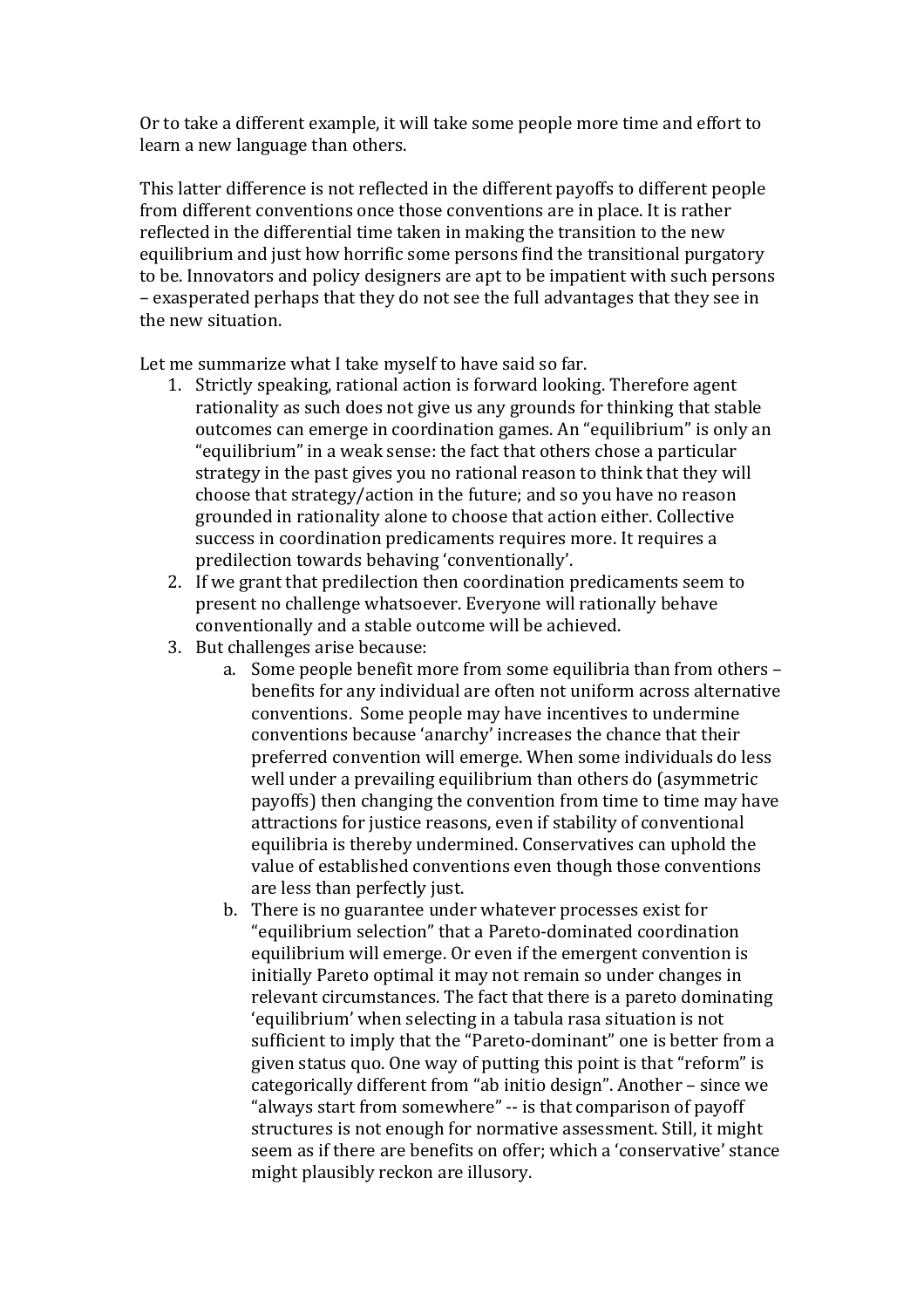Or to take a different example, it will take some people more time and effort to learn a new language than others.

This latter difference is not reflected in the different payoffs to different people from different conventions once those conventions are in place. It is rather reflected in the differential time taken in making the transition to the new equilibrium and just how horrific some persons find the transitional purgatory to be. Innovators and policy designers are apt to be impatient with such persons – exasperated perhaps that they do not see the full advantages that they see in the new situation.

Let me summarize what I take myself to have said so far.

1. Strictly speaking, rational action is forward looking. Therefore agent rationality as such does not give us any grounds for thinking that stable outcomes can emerge in coordination games. An "equilibrium" is only an "equilibrium" in a weak sense: the fact that others chose a particular strategy in the past gives you no rational reason to think that they will choose that strategy/action in the future; and so you have no reason grounded in rationality alone to choose that action either. Collective success in coordination predicaments requires more. It requires a predilection towards behaving 'conventionally'.
2. If we grant that predilection then coordination predicaments seem to present no challenge whatsoever. Everyone will rationally behave conventionally and a stable outcome will be achieved.
3. But challenges arise because:
    a. Some people benefit more from some equilibria than from others – benefits for any individual are often not uniform across alternative conventions. Some people may have incentives to undermine conventions because 'anarchy' increases the chance that their preferred convention will emerge. When some individuals do less well under a prevailing equilibrium than others do (asymmetric payoffs) then changing the convention from time to time may have attractions for justice reasons, even if stability of conventional equilibria is thereby undermined. Conservatives can uphold the value of established conventions even though those conventions are less than perfectly just.
    b. There is no guarantee under whatever processes exist for "equilibrium selection" that a Pareto-dominated coordination equilibrium will emerge. Or even if the emergent convention is initially Pareto optimal it may not remain so under changes in relevant circumstances. The fact that there is a pareto dominating 'equilibrium' when selecting in a tabula rasa situation is not sufficient to imply that the "Pareto-dominant" one is better from a given status quo. One way of putting this point is that "reform" is categorically different from "ab initio design". Another – since we "always start from somewhere" -- is that comparison of payoff structures is not enough for normative assessment. Still, it might seem as if there are benefits on offer; which a 'conservative' stance might plausibly reckon are illusory.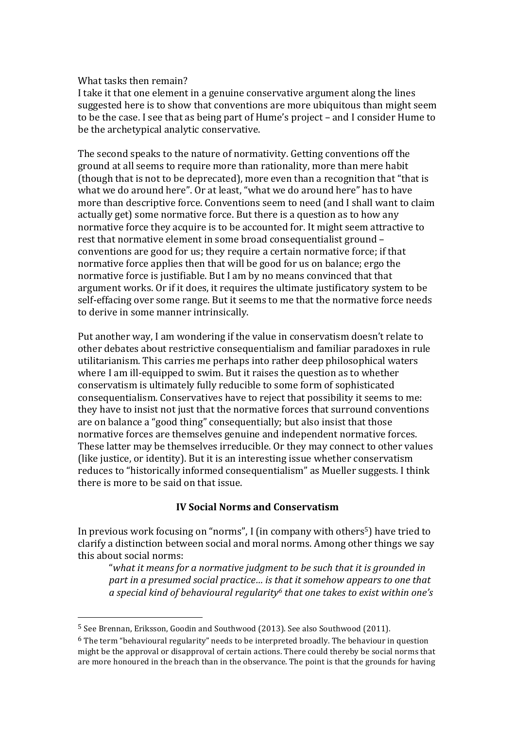What tasks then remain?
I take it that one element in a genuine conservative argument along the lines suggested here is to show that conventions are more ubiquitous than might seem to be the case. I see that as being part of Hume's project – and I consider Hume to be the archetypical analytic conservative.

The second speaks to the nature of normativity. Getting conventions off the ground at all seems to require more than rationality, more than mere habit (though that is not to be deprecated), more even than a recognition that "that is what we do around here". Or at least, "what we do around here" has to have more than descriptive force. Conventions seem to need (and I shall want to claim actually get) some normative force. But there is a question as to how any normative force they acquire is to be accounted for. It might seem attractive to rest that normative element in some broad consequentialist ground – conventions are good for us; they require a certain normative force; if that normative force applies then that will be good for us on balance; ergo the normative force is justifiable. But I am by no means convinced that that argument works. Or if it does, it requires the ultimate justificatory system to be self-effacing over some range. But it seems to me that the normative force needs to derive in some manner intrinsically.

Put another way, I am wondering if the value in conservatism doesn't relate to other debates about restrictive consequentialism and familiar paradoxes in rule utilitarianism. This carries me perhaps into rather deep philosophical waters where I am ill-equipped to swim. But it raises the question as to whether conservatism is ultimately fully reducible to some form of sophisticated consequentialism. Conservatives have to reject that possibility it seems to me: they have to insist not just that the normative forces that surround conventions are on balance a "good thing" consequentially; but also insist that those normative forces are themselves genuine and independent normative forces. These latter may be themselves irreducible. Or they may connect to other values (like justice, or identity). But it is an interesting issue whether conservatism reduces to "historically informed consequentialism" as Mueller suggests. I think there is more to be said on that issue.

## IV Social Norms and Conservatism

In previous work focusing on "norms", I (in company with others[5]) have tried to clarify a distinction between social and moral norms. Among other things we say this about social norms:

> "*what it means for a normative judgment to be such that it is grounded in part in a presumed social practice… is that it somehow appears to one that a special kind of behavioural regularity[6] that one takes to exist within one's*

---

[5] See Brennan, Eriksson, Goodin and Southwood (2013). See also Southwood (2011).

[6] The term "behavioural regularity" needs to be interpreted broadly. The behaviour in question might be the approval or disapproval of certain actions. There could thereby be social norms that are more honoured in the breach than in the observance. The point is that the grounds for having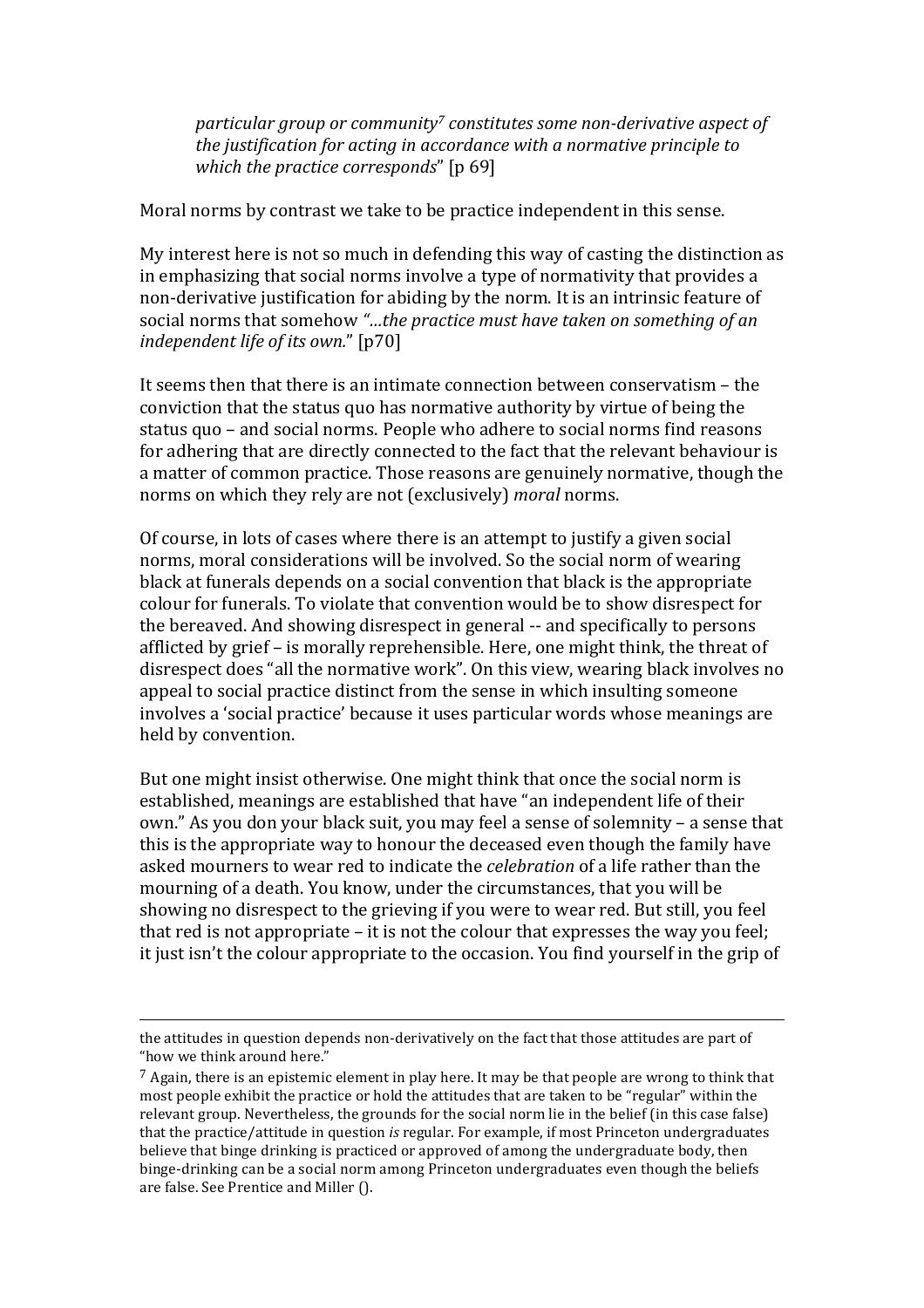> *particular group or community*[7] *constitutes some non-derivative aspect of the justification for acting in accordance with a normative principle to which the practice corresponds*" [p 69]

Moral norms by contrast we take to be practice independent in this sense.

My interest here is not so much in defending this way of casting the distinction as in emphasizing that social norms involve a type of normativity that provides a non-derivative justification for abiding by the norm. It is an intrinsic feature of social norms that somehow *"…the practice must have taken on something of an independent life of its own."* [p70]

It seems then that there is an intimate connection between conservatism – the conviction that the status quo has normative authority by virtue of being the status quo – and social norms. People who adhere to social norms find reasons for adhering that are directly connected to the fact that the relevant behaviour is a matter of common practice. Those reasons are genuinely normative, though the norms on which they rely are not (exclusively) *moral* norms.

Of course, in lots of cases where there is an attempt to justify a given social norms, moral considerations will be involved. So the social norm of wearing black at funerals depends on a social convention that black is the appropriate colour for funerals. To violate that convention would be to show disrespect for the bereaved. And showing disrespect in general -- and specifically to persons afflicted by grief – is morally reprehensible. Here, one might think, the threat of disrespect does "all the normative work". On this view, wearing black involves no appeal to social practice distinct from the sense in which insulting someone involves a 'social practice' because it uses particular words whose meanings are held by convention.

But one might insist otherwise. One might think that once the social norm is established, meanings are established that have "an independent life of their own." As you don your black suit, you may feel a sense of solemnity – a sense that this is the appropriate way to honour the deceased even though the family have asked mourners to wear red to indicate the *celebration* of a life rather than the mourning of a death. You know, under the circumstances, that you will be showing no disrespect to the grieving if you were to wear red. But still, you feel that red is not appropriate – it is not the colour that expresses the way you feel; it just isn't the colour appropriate to the occasion. You find yourself in the grip of

---

the attitudes in question depends non-derivatively on the fact that those attitudes are part of "how we think around here."

[7] Again, there is an epistemic element in play here. It may be that people are wrong to think that most people exhibit the practice or hold the attitudes that are taken to be "regular" within the relevant group. Nevertheless, the grounds for the social norm lie in the belief (in this case false) that the practice/attitude in question *is* regular. For example, if most Princeton undergraduates believe that binge drinking is practiced or approved of among the undergraduate body, then binge-drinking can be a social norm among Princeton undergraduates even though the beliefs are false. See Prentice and Miller ().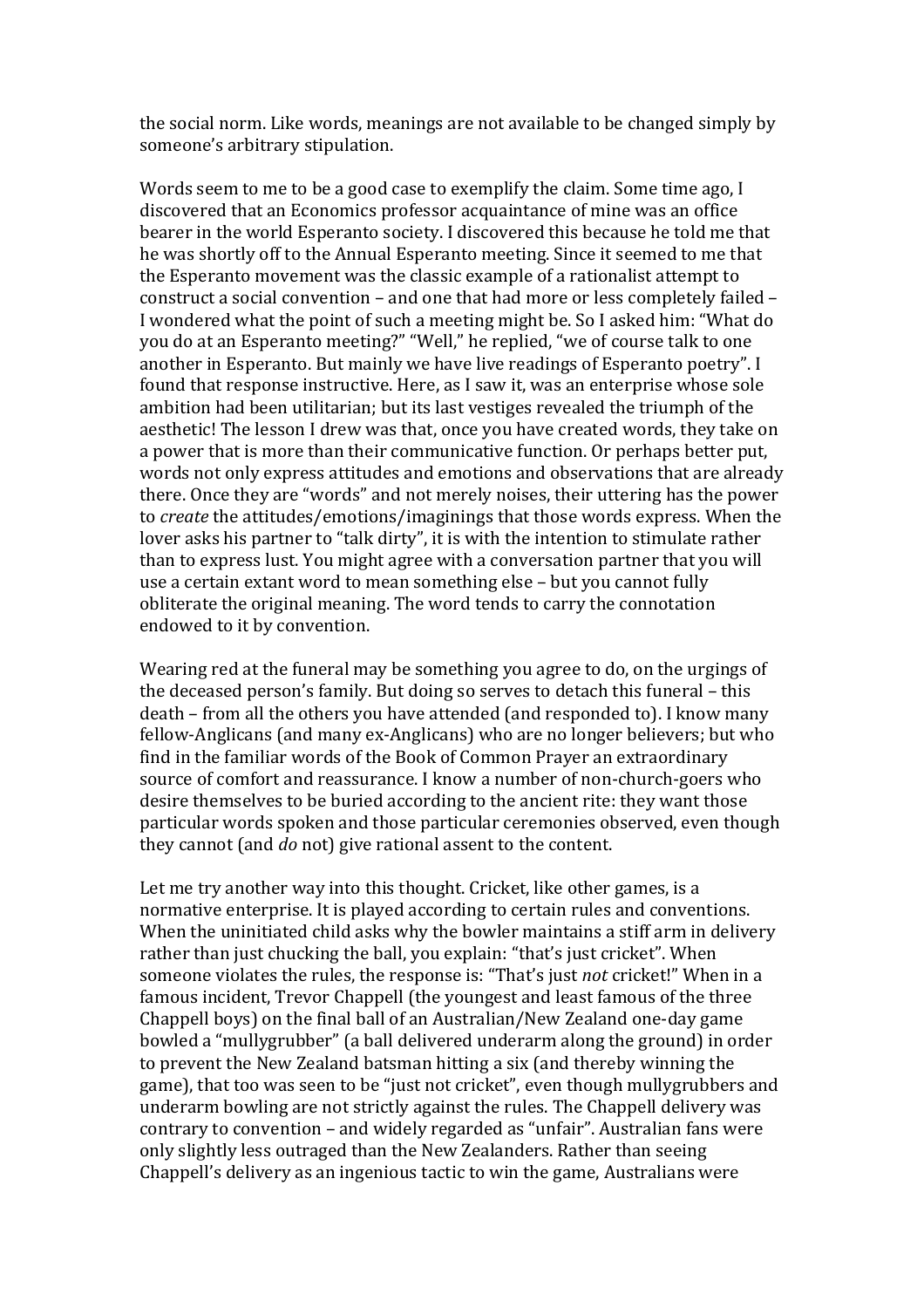the social norm. Like words, meanings are not available to be changed simply by someone's arbitrary stipulation.

Words seem to me to be a good case to exemplify the claim. Some time ago, I discovered that an Economics professor acquaintance of mine was an office bearer in the world Esperanto society. I discovered this because he told me that he was shortly off to the Annual Esperanto meeting. Since it seemed to me that the Esperanto movement was the classic example of a rationalist attempt to construct a social convention – and one that had more or less completely failed – I wondered what the point of such a meeting might be. So I asked him: "What do you do at an Esperanto meeting?" "Well," he replied, "we of course talk to one another in Esperanto. But mainly we have live readings of Esperanto poetry". I found that response instructive. Here, as I saw it, was an enterprise whose sole ambition had been utilitarian; but its last vestiges revealed the triumph of the aesthetic! The lesson I drew was that, once you have created words, they take on a power that is more than their communicative function. Or perhaps better put, words not only express attitudes and emotions and observations that are already there. Once they are "words" and not merely noises, their uttering has the power to *create* the attitudes/emotions/imaginings that those words express. When the lover asks his partner to "talk dirty", it is with the intention to stimulate rather than to express lust. You might agree with a conversation partner that you will use a certain extant word to mean something else – but you cannot fully obliterate the original meaning. The word tends to carry the connotation endowed to it by convention.

Wearing red at the funeral may be something you agree to do, on the urgings of the deceased person's family. But doing so serves to detach this funeral – this death – from all the others you have attended (and responded to). I know many fellow-Anglicans (and many ex-Anglicans) who are no longer believers; but who find in the familiar words of the Book of Common Prayer an extraordinary source of comfort and reassurance. I know a number of non-church-goers who desire themselves to be buried according to the ancient rite: they want those particular words spoken and those particular ceremonies observed, even though they cannot (and *do* not) give rational assent to the content.

Let me try another way into this thought. Cricket, like other games, is a normative enterprise. It is played according to certain rules and conventions. When the uninitiated child asks why the bowler maintains a stiff arm in delivery rather than just chucking the ball, you explain: "that's just cricket". When someone violates the rules, the response is: "That's just *not* cricket!" When in a famous incident, Trevor Chappell (the youngest and least famous of the three Chappell boys) on the final ball of an Australian/New Zealand one-day game bowled a "mullygrubber" (a ball delivered underarm along the ground) in order to prevent the New Zealand batsman hitting a six (and thereby winning the game), that too was seen to be "just not cricket", even though mullygrubbers and underarm bowling are not strictly against the rules. The Chappell delivery was contrary to convention – and widely regarded as "unfair". Australian fans were only slightly less outraged than the New Zealanders. Rather than seeing Chappell's delivery as an ingenious tactic to win the game, Australians were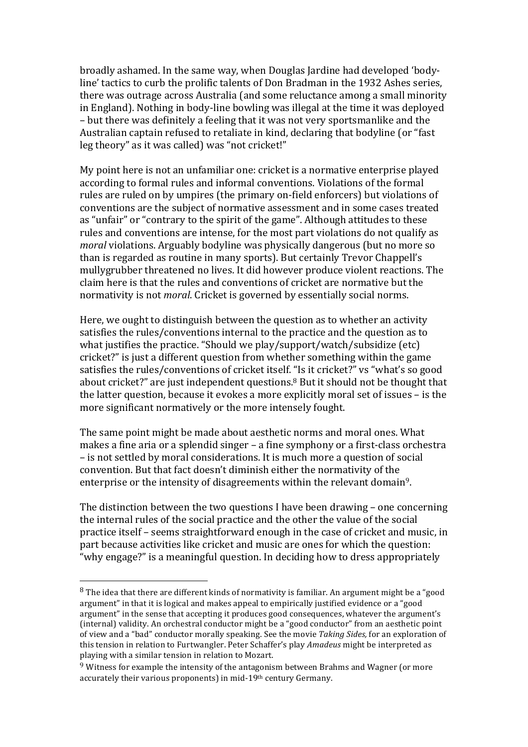broadly ashamed. In the same way, when Douglas Jardine had developed 'body-line' tactics to curb the prolific talents of Don Bradman in the 1932 Ashes series, there was outrage across Australia (and some reluctance among a small minority in England). Nothing in body-line bowling was illegal at the time it was deployed – but there was definitely a feeling that it was not very sportsmanlike and the Australian captain refused to retaliate in kind, declaring that bodyline (or "fast leg theory" as it was called) was "not cricket!"

My point here is not an unfamiliar one: cricket is a normative enterprise played according to formal rules and informal conventions. Violations of the formal rules are ruled on by umpires (the primary on-field enforcers) but violations of conventions are the subject of normative assessment and in some cases treated as "unfair" or "contrary to the spirit of the game". Although attitudes to these rules and conventions are intense, for the most part violations do not qualify as *moral* violations. Arguably bodyline was physically dangerous (but no more so than is regarded as routine in many sports). But certainly Trevor Chappell's mullygrubber threatened no lives. It did however produce violent reactions. The claim here is that the rules and conventions of cricket are normative but the normativity is not *moral*. Cricket is governed by essentially social norms.

Here, we ought to distinguish between the question as to whether an activity satisfies the rules/conventions internal to the practice and the question as to what justifies the practice. "Should we play/support/watch/subsidize (etc) cricket?" is just a different question from whether something within the game satisfies the rules/conventions of cricket itself. "Is it cricket?" vs "what's so good about cricket?" are just independent questions.[8] But it should not be thought that the latter question, because it evokes a more explicitly moral set of issues – is the more significant normatively or the more intensely fought.

The same point might be made about aesthetic norms and moral ones. What makes a fine aria or a splendid singer – a fine symphony or a first-class orchestra – is not settled by moral considerations. It is much more a question of social convention. But that fact doesn't diminish either the normativity of the enterprise or the intensity of disagreements within the relevant domain[9].

The distinction between the two questions I have been drawing – one concerning the internal rules of the social practice and the other the value of the social practice itself – seems straightforward enough in the case of cricket and music, in part because activities like cricket and music are ones for which the question: "why engage?" is a meaningful question. In deciding how to dress appropriately

---

[8] The idea that there are different kinds of normativity is familiar. An argument might be a "good argument" in that it is logical and makes appeal to empirically justified evidence or a "good argument" in the sense that accepting it produces good consequences, whatever the argument's (internal) validity. An orchestral conductor might be a "good conductor" from an aesthetic point of view and a "bad" conductor morally speaking. See the movie *Taking Sides,* for an exploration of this tension in relation to Furtwangler. Peter Schaffer's play *Amadeus* might be interpreted as playing with a similar tension in relation to Mozart.

[9] Witness for example the intensity of the antagonism between Brahms and Wagner (or more accurately their various proponents) in mid-19th century Germany.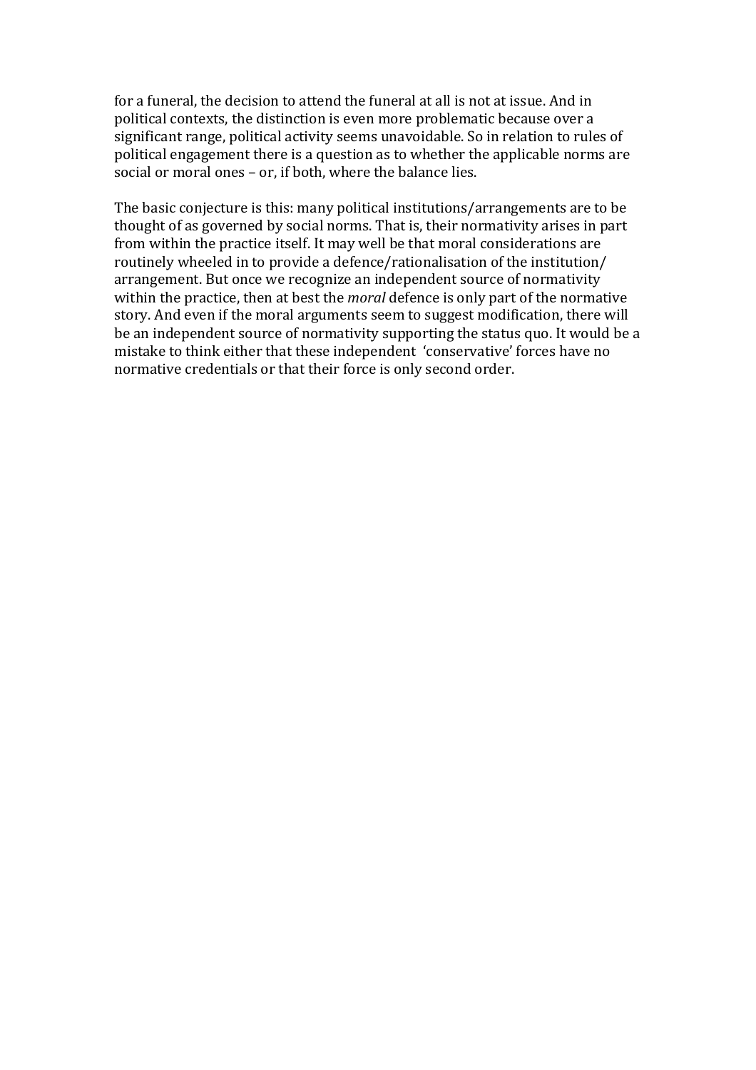for a funeral, the decision to attend the funeral at all is not at issue. And in political contexts, the distinction is even more problematic because over a significant range, political activity seems unavoidable. So in relation to rules of political engagement there is a question as to whether the applicable norms are social or moral ones – or, if both, where the balance lies.

The basic conjecture is this: many political institutions/arrangements are to be thought of as governed by social norms. That is, their normativity arises in part from within the practice itself. It may well be that moral considerations are routinely wheeled in to provide a defence/rationalisation of the institution/arrangement. But once we recognize an independent source of normativity within the practice, then at best the *moral* defence is only part of the normative story. And even if the moral arguments seem to suggest modification, there will be an independent source of normativity supporting the status quo. It would be a mistake to think either that these independent 'conservative' forces have no normative credentials or that their force is only second order.